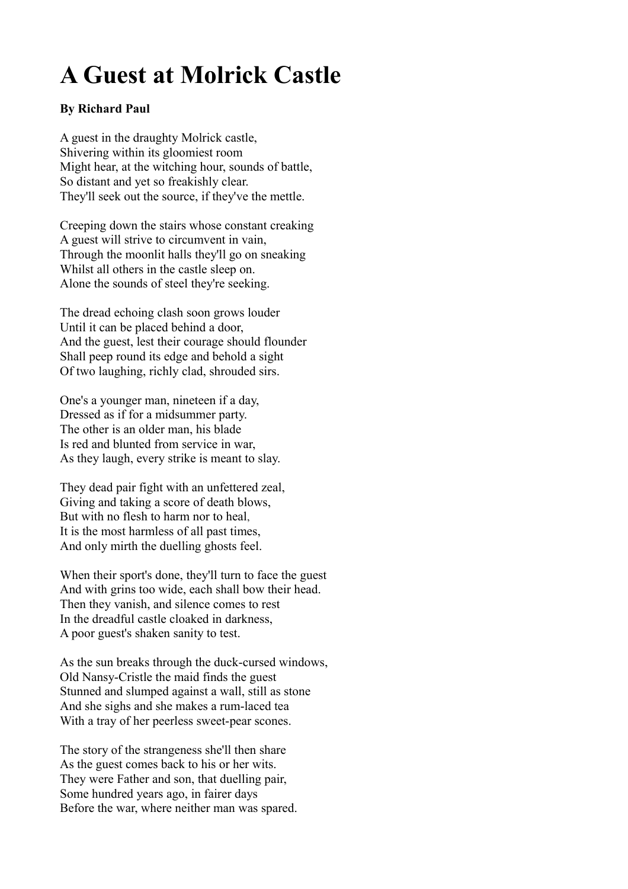# A Guest at Molrick Castle

**By Richard Paul**

A guest in the draughty Molrick castle,  
Shivering within its gloomiest room  
Might hear, at the witching hour, sounds of battle,  
So distant and yet so freakishly clear.  
They'll seek out the source, if they've the mettle.

Creeping down the stairs whose constant creaking  
A guest will strive to circumvent in vain,  
Through the moonlit halls they'll go on sneaking  
Whilst all others in the castle sleep on.  
Alone the sounds of steel they're seeking.

The dread echoing clash soon grows louder  
Until it can be placed behind a door,  
And the guest, lest their courage should flounder  
Shall peep round its edge and behold a sight  
Of two laughing, richly clad, shrouded sirs.

One's a younger man, nineteen if a day,  
Dressed as if for a midsummer party.  
The other is an older man, his blade  
Is red and blunted from service in war,  
As they laugh, every strike is meant to slay.

They dead pair fight with an unfettered zeal,  
Giving and taking a score of death blows,  
But with no flesh to harm nor to heal,  
It is the most harmless of all past times,  
And only mirth the duelling ghosts feel.

When their sport's done, they'll turn to face the guest  
And with grins too wide, each shall bow their head.  
Then they vanish, and silence comes to rest  
In the dreadful castle cloaked in darkness,  
A poor guest's shaken sanity to test.

As the sun breaks through the duck-cursed windows,  
Old Nansy-Cristle the maid finds the guest  
Stunned and slumped against a wall, still as stone  
And she sighs and she makes a rum-laced tea  
With a tray of her peerless sweet-pear scones.

The story of the strangeness she'll then share  
As the guest comes back to his or her wits.  
They were Father and son, that duelling pair,  
Some hundred years ago, in fairer days  
Before the war, where neither man was spared.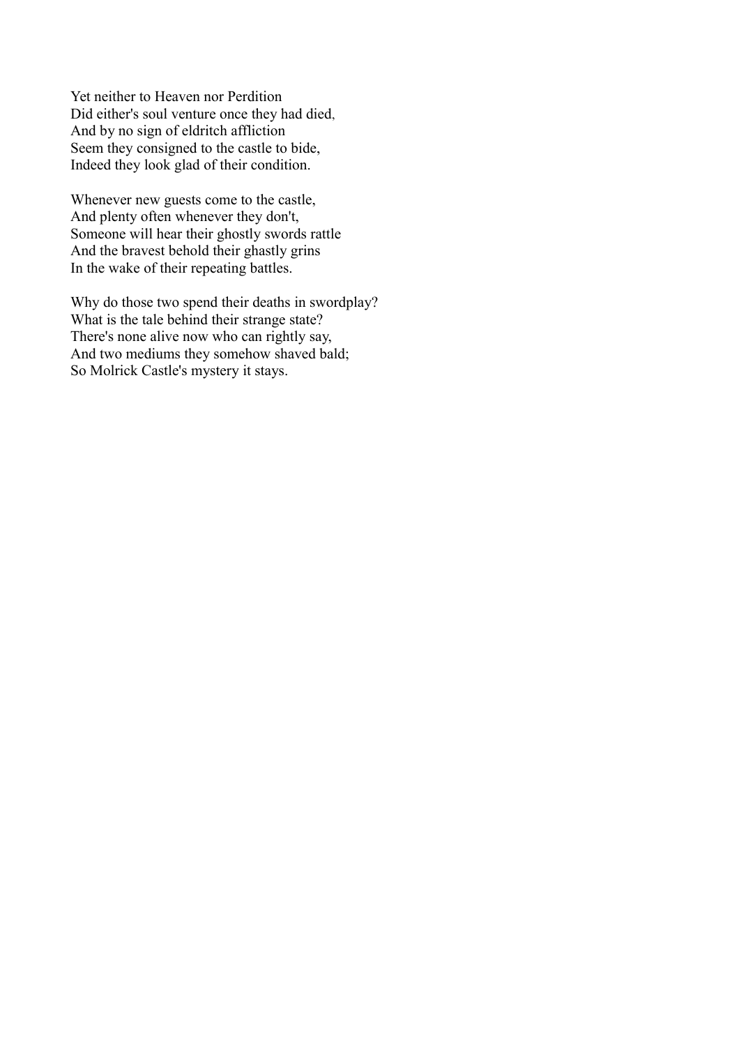Yet neither to Heaven nor Perdition  
Did either's soul venture once they had died,  
And by no sign of eldritch affliction  
Seem they consigned to the castle to bide,  
Indeed they look glad of their condition.

Whenever new guests come to the castle,  
And plenty often whenever they don't,  
Someone will hear their ghostly swords rattle  
And the bravest behold their ghastly grins  
In the wake of their repeating battles.

Why do those two spend their deaths in swordplay?  
What is the tale behind their strange state?  
There's none alive now who can rightly say,  
And two mediums they somehow shaved bald;  
So Molrick Castle's mystery it stays.